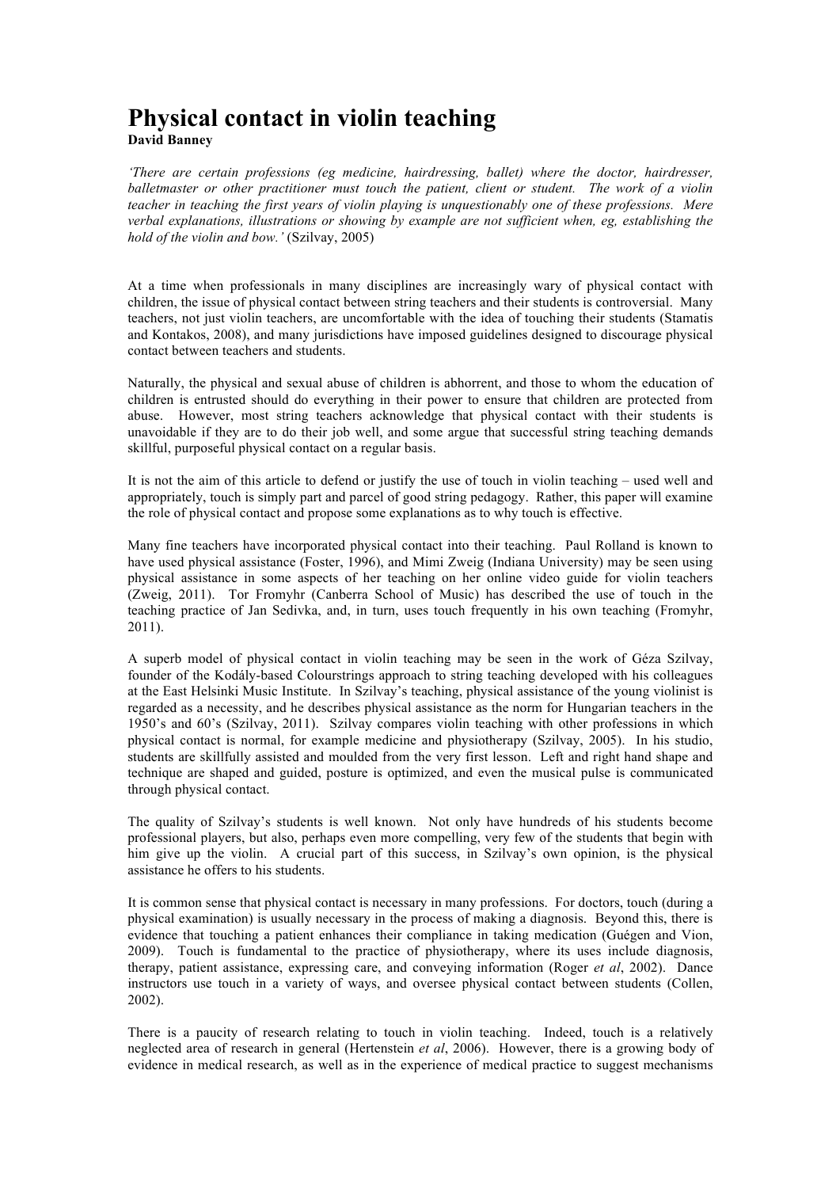# Physical contact in violin teaching

**David Banney**

*'There are certain professions (eg medicine, hairdressing, ballet) where the doctor, hairdresser, balletmaster or other practitioner must touch the patient, client or student. The work of a violin teacher in teaching the first years of violin playing is unquestionably one of these professions. Mere verbal explanations, illustrations or showing by example are not sufficient when, eg, establishing the hold of the violin and bow.'* (Szilvay, 2005)

At a time when professionals in many disciplines are increasingly wary of physical contact with children, the issue of physical contact between string teachers and their students is controversial. Many teachers, not just violin teachers, are uncomfortable with the idea of touching their students (Stamatis and Kontakos, 2008), and many jurisdictions have imposed guidelines designed to discourage physical contact between teachers and students.

Naturally, the physical and sexual abuse of children is abhorrent, and those to whom the education of children is entrusted should do everything in their power to ensure that children are protected from abuse. However, most string teachers acknowledge that physical contact with their students is unavoidable if they are to do their job well, and some argue that successful string teaching demands skillful, purposeful physical contact on a regular basis.

It is not the aim of this article to defend or justify the use of touch in violin teaching – used well and appropriately, touch is simply part and parcel of good string pedagogy. Rather, this paper will examine the role of physical contact and propose some explanations as to why touch is effective.

Many fine teachers have incorporated physical contact into their teaching. Paul Rolland is known to have used physical assistance (Foster, 1996), and Mimi Zweig (Indiana University) may be seen using physical assistance in some aspects of her teaching on her online video guide for violin teachers (Zweig, 2011). Tor Fromyhr (Canberra School of Music) has described the use of touch in the teaching practice of Jan Sedivka, and, in turn, uses touch frequently in his own teaching (Fromyhr, 2011).

A superb model of physical contact in violin teaching may be seen in the work of Géza Szilvay, founder of the Kodály-based Colourstrings approach to string teaching developed with his colleagues at the East Helsinki Music Institute. In Szilvay's teaching, physical assistance of the young violinist is regarded as a necessity, and he describes physical assistance as the norm for Hungarian teachers in the 1950's and 60's (Szilvay, 2011). Szilvay compares violin teaching with other professions in which physical contact is normal, for example medicine and physiotherapy (Szilvay, 2005). In his studio, students are skillfully assisted and moulded from the very first lesson. Left and right hand shape and technique are shaped and guided, posture is optimized, and even the musical pulse is communicated through physical contact.

The quality of Szilvay's students is well known. Not only have hundreds of his students become professional players, but also, perhaps even more compelling, very few of the students that begin with him give up the violin. A crucial part of this success, in Szilvay's own opinion, is the physical assistance he offers to his students.

It is common sense that physical contact is necessary in many professions. For doctors, touch (during a physical examination) is usually necessary in the process of making a diagnosis. Beyond this, there is evidence that touching a patient enhances their compliance in taking medication (Guégen and Vion, 2009). Touch is fundamental to the practice of physiotherapy, where its uses include diagnosis, therapy, patient assistance, expressing care, and conveying information (Roger *et al*, 2002). Dance instructors use touch in a variety of ways, and oversee physical contact between students (Collen, 2002).

There is a paucity of research relating to touch in violin teaching. Indeed, touch is a relatively neglected area of research in general (Hertenstein *et al*, 2006). However, there is a growing body of evidence in medical research, as well as in the experience of medical practice to suggest mechanisms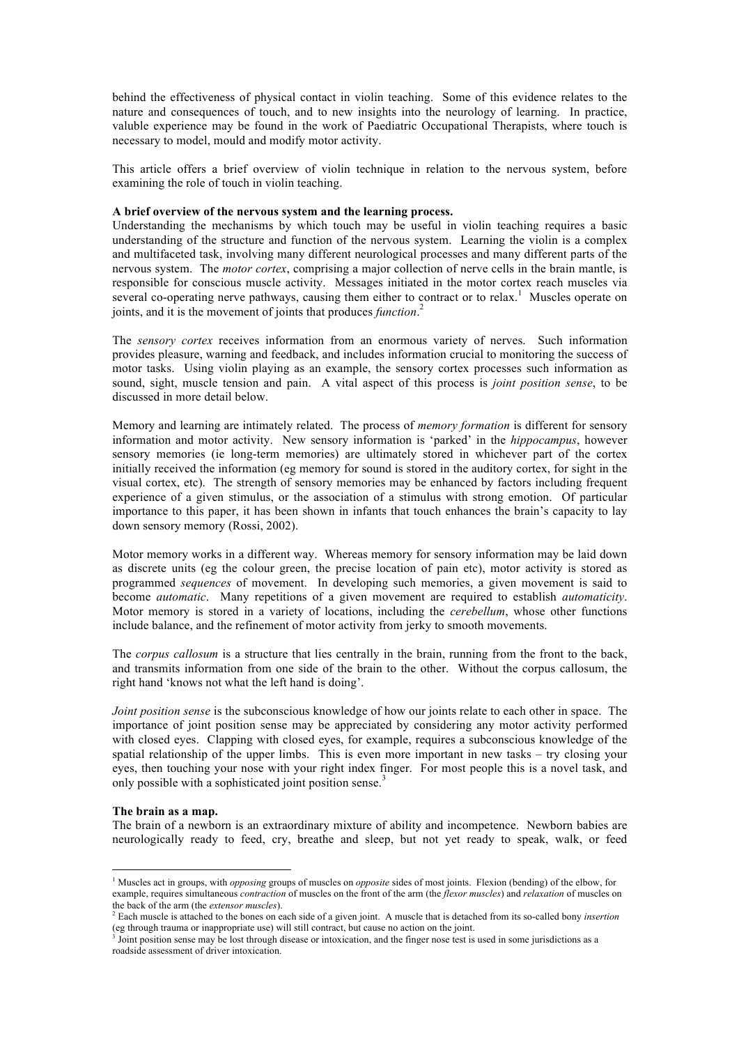behind the effectiveness of physical contact in violin teaching. Some of this evidence relates to the nature and consequences of touch, and to new insights into the neurology of learning. In practice, valuble experience may be found in the work of Paediatric Occupational Therapists, where touch is necessary to model, mould and modify motor activity.

This article offers a brief overview of violin technique in relation to the nervous system, before examining the role of touch in violin teaching.

**A brief overview of the nervous system and the learning process.**

Understanding the mechanisms by which touch may be useful in violin teaching requires a basic understanding of the structure and function of the nervous system. Learning the violin is a complex and multifaceted task, involving many different neurological processes and many different parts of the nervous system. The *motor cortex*, comprising a major collection of nerve cells in the brain mantle, is responsible for conscious muscle activity. Messages initiated in the motor cortex reach muscles via several co-operating nerve pathways, causing them either to contract or to relax.[1] Muscles operate on joints, and it is the movement of joints that produces *function*.[2]

The *sensory cortex* receives information from an enormous variety of nerves. Such information provides pleasure, warning and feedback, and includes information crucial to monitoring the success of motor tasks. Using violin playing as an example, the sensory cortex processes such information as sound, sight, muscle tension and pain. A vital aspect of this process is *joint position sense*, to be discussed in more detail below.

Memory and learning are intimately related. The process of *memory formation* is different for sensory information and motor activity. New sensory information is 'parked' in the *hippocampus*, however sensory memories (ie long-term memories) are ultimately stored in whichever part of the cortex initially received the information (eg memory for sound is stored in the auditory cortex, for sight in the visual cortex, etc). The strength of sensory memories may be enhanced by factors including frequent experience of a given stimulus, or the association of a stimulus with strong emotion. Of particular importance to this paper, it has been shown in infants that touch enhances the brain's capacity to lay down sensory memory (Rossi, 2002).

Motor memory works in a different way. Whereas memory for sensory information may be laid down as discrete units (eg the colour green, the precise location of pain etc), motor activity is stored as programmed *sequences* of movement. In developing such memories, a given movement is said to become *automatic*. Many repetitions of a given movement are required to establish *automaticity*. Motor memory is stored in a variety of locations, including the *cerebellum*, whose other functions include balance, and the refinement of motor activity from jerky to smooth movements.

The *corpus callosum* is a structure that lies centrally in the brain, running from the front to the back, and transmits information from one side of the brain to the other. Without the corpus callosum, the right hand 'knows not what the left hand is doing'.

*Joint position sense* is the subconscious knowledge of how our joints relate to each other in space. The importance of joint position sense may be appreciated by considering any motor activity performed with closed eyes. Clapping with closed eyes, for example, requires a subconscious knowledge of the spatial relationship of the upper limbs. This is even more important in new tasks – try closing your eyes, then touching your nose with your right index finger. For most people this is a novel task, and only possible with a sophisticated joint position sense.[3]

**The brain as a map.**

The brain of a newborn is an extraordinary mixture of ability and incompetence. Newborn babies are neurologically ready to feed, cry, breathe and sleep, but not yet ready to speak, walk, or feed

---

[1] Muscles act in groups, with *opposing* groups of muscles on *opposite* sides of most joints. Flexion (bending) of the elbow, for example, requires simultaneous *contraction* of muscles on the front of the arm (the *flexor muscles*) and *relaxation* of muscles on the back of the arm (the *extensor muscles*).

[2] Each muscle is attached to the bones on each side of a given joint. A muscle that is detached from its so-called bony *insertion* (eg through trauma or inappropriate use) will still contract, but cause no action on the joint.

[3] Joint position sense may be lost through disease or intoxication, and the finger nose test is used in some jurisdictions as a roadside assessment of driver intoxication.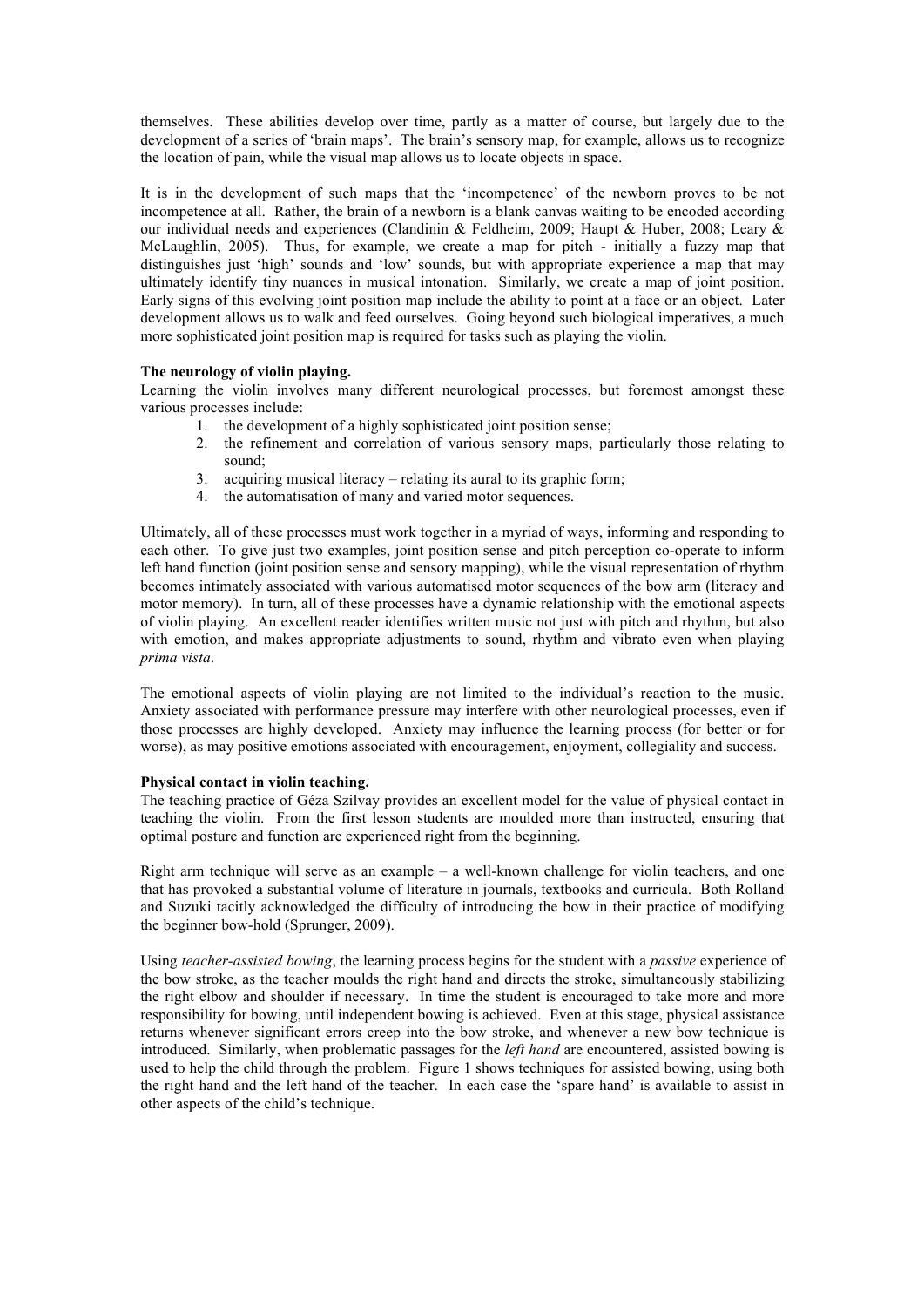themselves. These abilities develop over time, partly as a matter of course, but largely due to the development of a series of 'brain maps'. The brain's sensory map, for example, allows us to recognize the location of pain, while the visual map allows us to locate objects in space.

It is in the development of such maps that the 'incompetence' of the newborn proves to be not incompetence at all. Rather, the brain of a newborn is a blank canvas waiting to be encoded according our individual needs and experiences (Clandinin & Feldheim, 2009; Haupt & Huber, 2008; Leary & McLaughlin, 2005). Thus, for example, we create a map for pitch - initially a fuzzy map that distinguishes just 'high' sounds and 'low' sounds, but with appropriate experience a map that may ultimately identify tiny nuances in musical intonation. Similarly, we create a map of joint position. Early signs of this evolving joint position map include the ability to point at a face or an object. Later development allows us to walk and feed ourselves. Going beyond such biological imperatives, a much more sophisticated joint position map is required for tasks such as playing the violin.

**The neurology of violin playing.**

Learning the violin involves many different neurological processes, but foremost amongst these various processes include:

1. the development of a highly sophisticated joint position sense;
2. the refinement and correlation of various sensory maps, particularly those relating to sound;
3. acquiring musical literacy – relating its aural to its graphic form;
4. the automatisation of many and varied motor sequences.

Ultimately, all of these processes must work together in a myriad of ways, informing and responding to each other. To give just two examples, joint position sense and pitch perception co-operate to inform left hand function (joint position sense and sensory mapping), while the visual representation of rhythm becomes intimately associated with various automatised motor sequences of the bow arm (literacy and motor memory). In turn, all of these processes have a dynamic relationship with the emotional aspects of violin playing. An excellent reader identifies written music not just with pitch and rhythm, but also with emotion, and makes appropriate adjustments to sound, rhythm and vibrato even when playing *prima vista*.

The emotional aspects of violin playing are not limited to the individual's reaction to the music. Anxiety associated with performance pressure may interfere with other neurological processes, even if those processes are highly developed. Anxiety may influence the learning process (for better or for worse), as may positive emotions associated with encouragement, enjoyment, collegiality and success.

**Physical contact in violin teaching.**

The teaching practice of Géza Szilvay provides an excellent model for the value of physical contact in teaching the violin. From the first lesson students are moulded more than instructed, ensuring that optimal posture and function are experienced right from the beginning.

Right arm technique will serve as an example – a well-known challenge for violin teachers, and one that has provoked a substantial volume of literature in journals, textbooks and curricula. Both Rolland and Suzuki tacitly acknowledged the difficulty of introducing the bow in their practice of modifying the beginner bow-hold (Sprunger, 2009).

Using *teacher-assisted bowing*, the learning process begins for the student with a *passive* experience of the bow stroke, as the teacher moulds the right hand and directs the stroke, simultaneously stabilizing the right elbow and shoulder if necessary. In time the student is encouraged to take more and more responsibility for bowing, until independent bowing is achieved. Even at this stage, physical assistance returns whenever significant errors creep into the bow stroke, and whenever a new bow technique is introduced. Similarly, when problematic passages for the *left hand* are encountered, assisted bowing is used to help the child through the problem. Figure 1 shows techniques for assisted bowing, using both the right hand and the left hand of the teacher. In each case the 'spare hand' is available to assist in other aspects of the child's technique.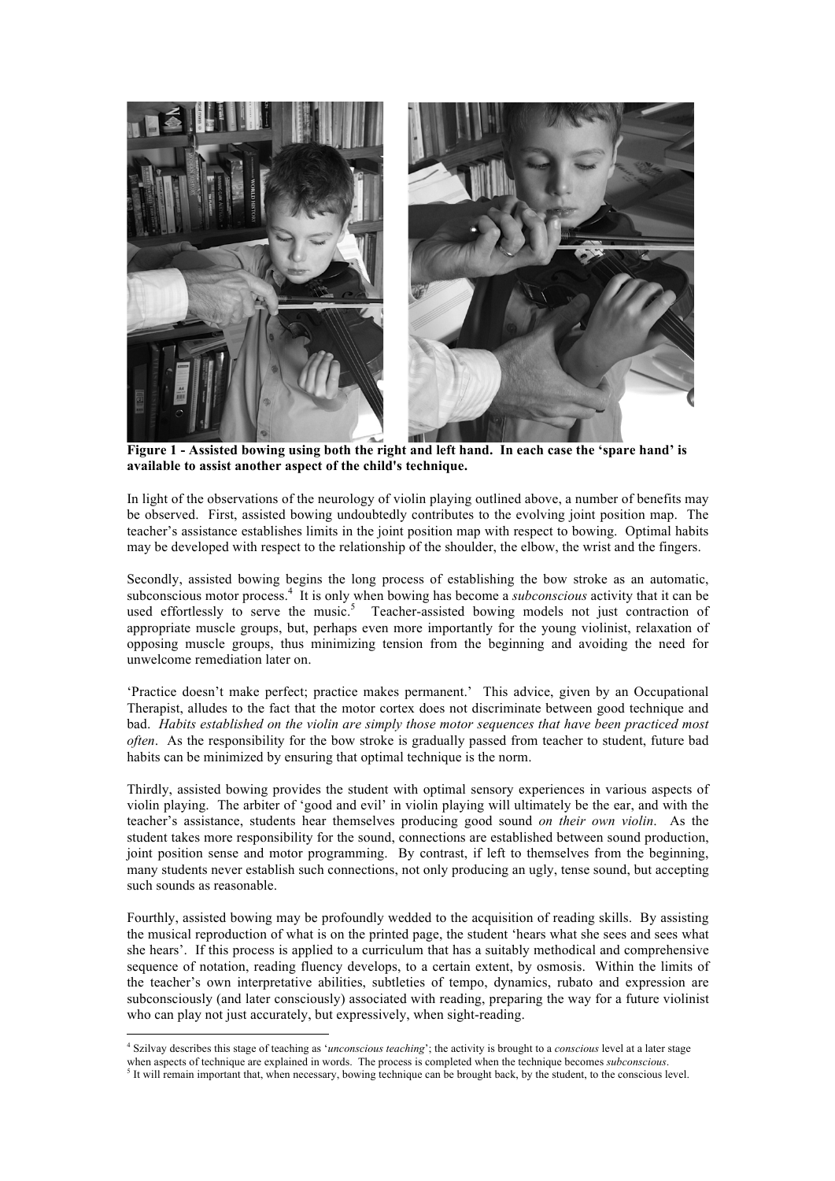**Figure 1 - Assisted bowing using both the right and left hand. In each case the 'spare hand' is available to assist another aspect of the child's technique.**

In light of the observations of the neurology of violin playing outlined above, a number of benefits may be observed. First, assisted bowing undoubtedly contributes to the evolving joint position map. The teacher's assistance establishes limits in the joint position map with respect to bowing. Optimal habits may be developed with respect to the relationship of the shoulder, the elbow, the wrist and the fingers.

Secondly, assisted bowing begins the long process of establishing the bow stroke as an automatic, subconscious motor process.[4] It is only when bowing has become a *subconscious* activity that it can be used effortlessly to serve the music.[5] Teacher-assisted bowing models not just contraction of appropriate muscle groups, but, perhaps even more importantly for the young violinist, relaxation of opposing muscle groups, thus minimizing tension from the beginning and avoiding the need for unwelcome remediation later on.

'Practice doesn't make perfect; practice makes permanent.' This advice, given by an Occupational Therapist, alludes to the fact that the motor cortex does not discriminate between good technique and bad. *Habits established on the violin are simply those motor sequences that have been practiced most often*. As the responsibility for the bow stroke is gradually passed from teacher to student, future bad habits can be minimized by ensuring that optimal technique is the norm.

Thirdly, assisted bowing provides the student with optimal sensory experiences in various aspects of violin playing. The arbiter of 'good and evil' in violin playing will ultimately be the ear, and with the teacher's assistance, students hear themselves producing good sound *on their own violin*. As the student takes more responsibility for the sound, connections are established between sound production, joint position sense and motor programming. By contrast, if left to themselves from the beginning, many students never establish such connections, not only producing an ugly, tense sound, but accepting such sounds as reasonable.

Fourthly, assisted bowing may be profoundly wedded to the acquisition of reading skills. By assisting the musical reproduction of what is on the printed page, the student 'hears what she sees and sees what she hears'. If this process is applied to a curriculum that has a suitably methodical and comprehensive sequence of notation, reading fluency develops, to a certain extent, by osmosis. Within the limits of the teacher's own interpretative abilities, subtleties of tempo, dynamics, rubato and expression are subconsciously (and later consciously) associated with reading, preparing the way for a future violinist who can play not just accurately, but expressively, when sight-reading.

---

[4] Szilvay describes this stage of teaching as '*unconscious teaching*'; the activity is brought to a *conscious* level at a later stage when aspects of technique are explained in words. The process is completed when the technique becomes *subconscious*.

[5] It will remain important that, when necessary, bowing technique can be brought back, by the student, to the conscious level.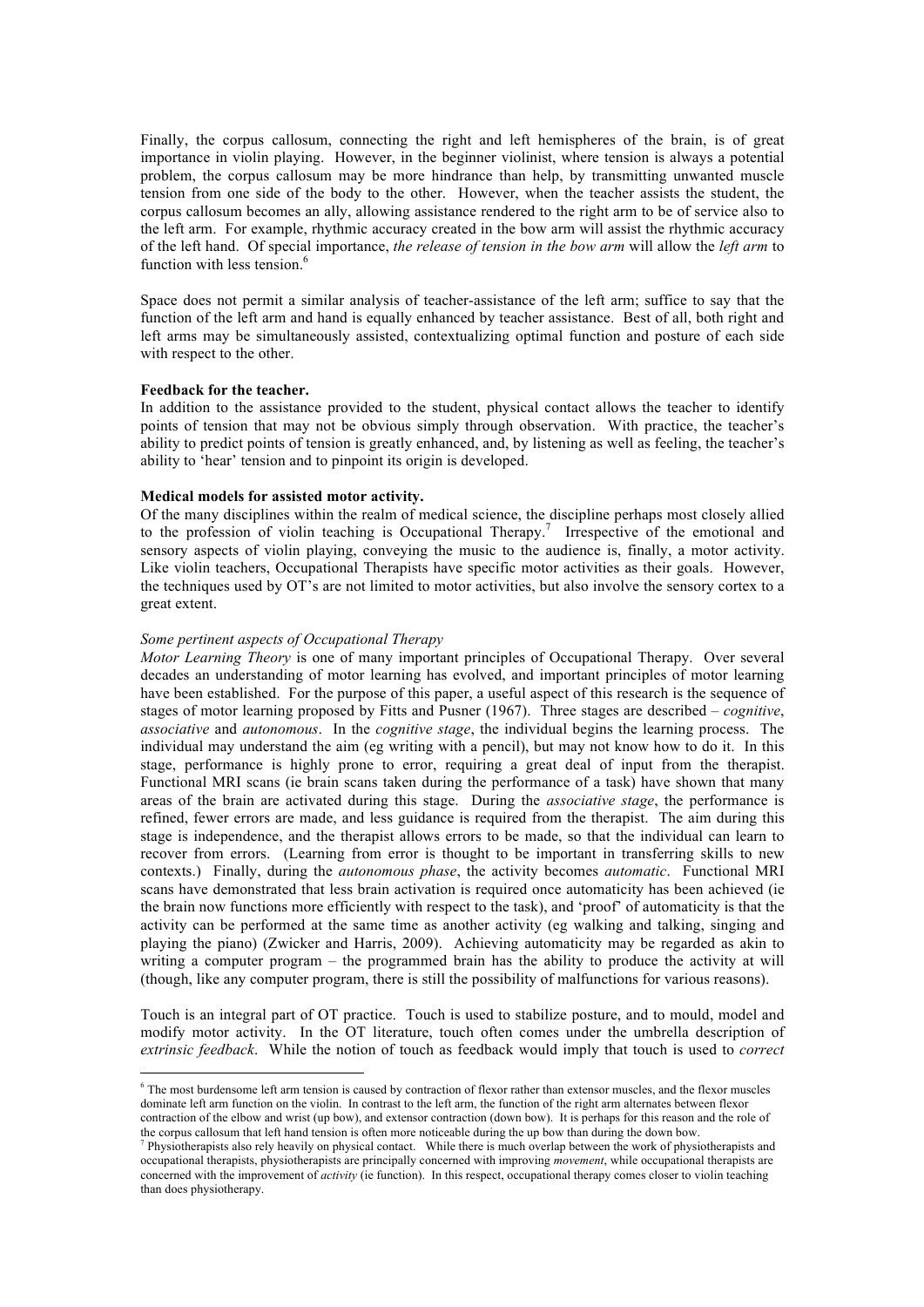Finally, the corpus callosum, connecting the right and left hemispheres of the brain, is of great importance in violin playing. However, in the beginner violinist, where tension is always a potential problem, the corpus callosum may be more hindrance than help, by transmitting unwanted muscle tension from one side of the body to the other. However, when the teacher assists the student, the corpus callosum becomes an ally, allowing assistance rendered to the right arm to be of service also to the left arm. For example, rhythmic accuracy created in the bow arm will assist the rhythmic accuracy of the left hand. Of special importance, *the release of tension in the bow arm* will allow the *left arm* to function with less tension.[6]

Space does not permit a similar analysis of teacher-assistance of the left arm; suffice to say that the function of the left arm and hand is equally enhanced by teacher assistance. Best of all, both right and left arms may be simultaneously assisted, contextualizing optimal function and posture of each side with respect to the other.

**Feedback for the teacher.**

In addition to the assistance provided to the student, physical contact allows the teacher to identify points of tension that may not be obvious simply through observation. With practice, the teacher's ability to predict points of tension is greatly enhanced, and, by listening as well as feeling, the teacher's ability to 'hear' tension and to pinpoint its origin is developed.

**Medical models for assisted motor activity.**

Of the many disciplines within the realm of medical science, the discipline perhaps most closely allied to the profession of violin teaching is Occupational Therapy.[7] Irrespective of the emotional and sensory aspects of violin playing, conveying the music to the audience is, finally, a motor activity. Like violin teachers, Occupational Therapists have specific motor activities as their goals. However, the techniques used by OT's are not limited to motor activities, but also involve the sensory cortex to a great extent.

*Some pertinent aspects of Occupational Therapy*

*Motor Learning Theory* is one of many important principles of Occupational Therapy. Over several decades an understanding of motor learning has evolved, and important principles of motor learning have been established. For the purpose of this paper, a useful aspect of this research is the sequence of stages of motor learning proposed by Fitts and Pusner (1967). Three stages are described – *cognitive*, *associative* and *autonomous*. In the *cognitive stage*, the individual begins the learning process. The individual may understand the aim (eg writing with a pencil), but may not know how to do it. In this stage, performance is highly prone to error, requiring a great deal of input from the therapist. Functional MRI scans (ie brain scans taken during the performance of a task) have shown that many areas of the brain are activated during this stage. During the *associative stage*, the performance is refined, fewer errors are made, and less guidance is required from the therapist. The aim during this stage is independence, and the therapist allows errors to be made, so that the individual can learn to recover from errors. (Learning from error is thought to be important in transferring skills to new contexts.) Finally, during the *autonomous phase*, the activity becomes *automatic*. Functional MRI scans have demonstrated that less brain activation is required once automaticity has been achieved (ie the brain now functions more efficiently with respect to the task), and 'proof' of automaticity is that the activity can be performed at the same time as another activity (eg walking and talking, singing and playing the piano) (Zwicker and Harris, 2009). Achieving automaticity may be regarded as akin to writing a computer program – the programmed brain has the ability to produce the activity at will (though, like any computer program, there is still the possibility of malfunctions for various reasons).

Touch is an integral part of OT practice. Touch is used to stabilize posture, and to mould, model and modify motor activity. In the OT literature, touch often comes under the umbrella description of *extrinsic feedback*. While the notion of touch as feedback would imply that touch is used to *correct*

---

[6] The most burdensome left arm tension is caused by contraction of flexor rather than extensor muscles, and the flexor muscles dominate left arm function on the violin. In contrast to the left arm, the function of the right arm alternates between flexor contraction of the elbow and wrist (up bow), and extensor contraction (down bow). It is perhaps for this reason and the role of the corpus callosum that left hand tension is often more noticeable during the up bow than during the down bow.

[7] Physiotherapists also rely heavily on physical contact. While there is much overlap between the work of physiotherapists and occupational therapists, physiotherapists are principally concerned with improving *movement*, while occupational therapists are concerned with the improvement of *activity* (ie function). In this respect, occupational therapy comes closer to violin teaching than does physiotherapy.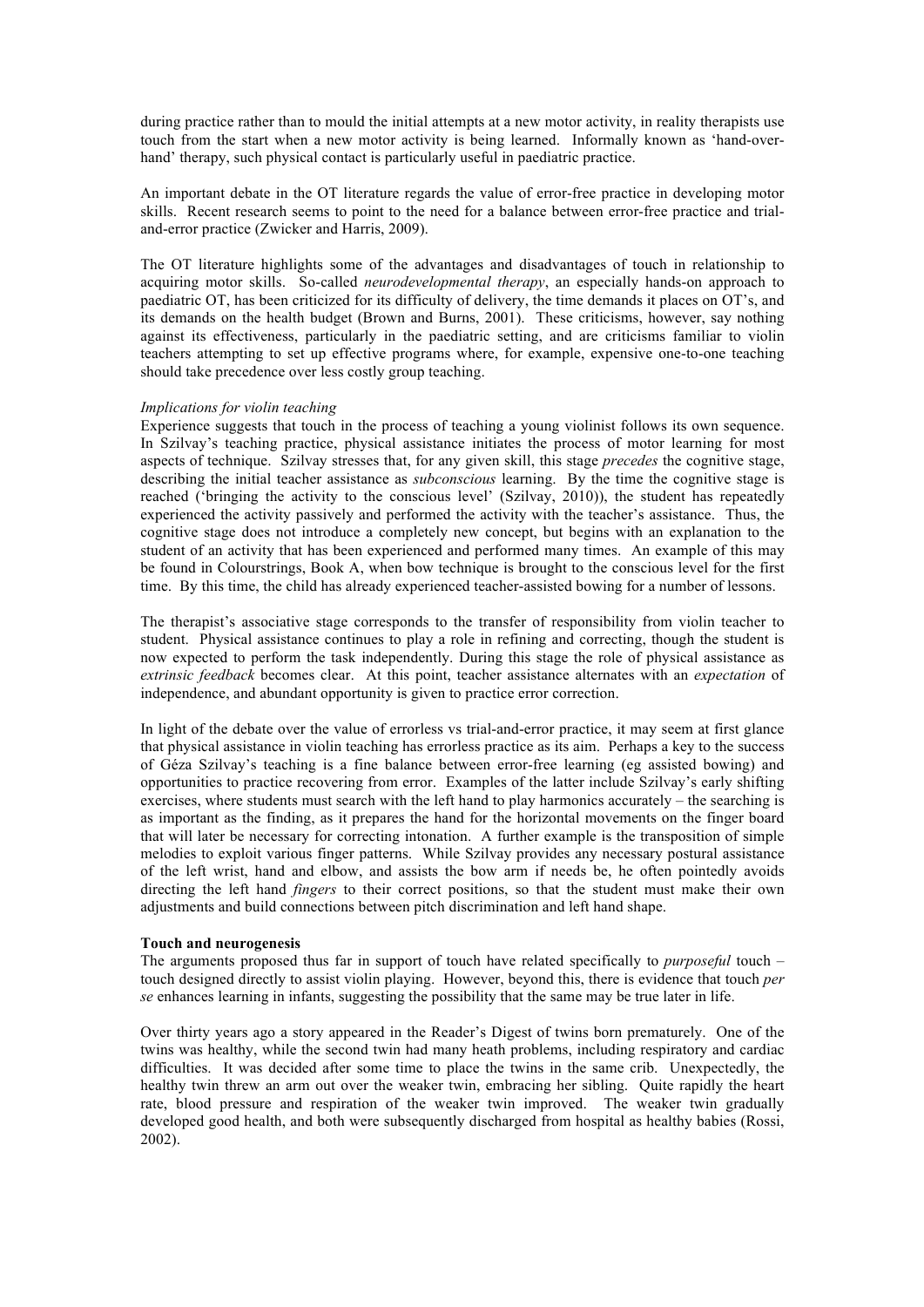during practice rather than to mould the initial attempts at a new motor activity, in reality therapists use touch from the start when a new motor activity is being learned. Informally known as 'hand-over-hand' therapy, such physical contact is particularly useful in paediatric practice.

An important debate in the OT literature regards the value of error-free practice in developing motor skills. Recent research seems to point to the need for a balance between error-free practice and trial-and-error practice (Zwicker and Harris, 2009).

The OT literature highlights some of the advantages and disadvantages of touch in relationship to acquiring motor skills. So-called *neurodevelopmental therapy*, an especially hands-on approach to paediatric OT, has been criticized for its difficulty of delivery, the time demands it places on OT's, and its demands on the health budget (Brown and Burns, 2001). These criticisms, however, say nothing against its effectiveness, particularly in the paediatric setting, and are criticisms familiar to violin teachers attempting to set up effective programs where, for example, expensive one-to-one teaching should take precedence over less costly group teaching.

*Implications for violin teaching*

Experience suggests that touch in the process of teaching a young violinist follows its own sequence. In Szilvay's teaching practice, physical assistance initiates the process of motor learning for most aspects of technique. Szilvay stresses that, for any given skill, this stage *precedes* the cognitive stage, describing the initial teacher assistance as *subconscious* learning. By the time the cognitive stage is reached ('bringing the activity to the conscious level' (Szilvay, 2010)), the student has repeatedly experienced the activity passively and performed the activity with the teacher's assistance. Thus, the cognitive stage does not introduce a completely new concept, but begins with an explanation to the student of an activity that has been experienced and performed many times. An example of this may be found in Colourstrings, Book A, when bow technique is brought to the conscious level for the first time. By this time, the child has already experienced teacher-assisted bowing for a number of lessons.

The therapist's associative stage corresponds to the transfer of responsibility from violin teacher to student. Physical assistance continues to play a role in refining and correcting, though the student is now expected to perform the task independently. During this stage the role of physical assistance as *extrinsic feedback* becomes clear. At this point, teacher assistance alternates with an *expectation* of independence, and abundant opportunity is given to practice error correction.

In light of the debate over the value of errorless vs trial-and-error practice, it may seem at first glance that physical assistance in violin teaching has errorless practice as its aim. Perhaps a key to the success of Géza Szilvay's teaching is a fine balance between error-free learning (eg assisted bowing) and opportunities to practice recovering from error. Examples of the latter include Szilvay's early shifting exercises, where students must search with the left hand to play harmonics accurately – the searching is as important as the finding, as it prepares the hand for the horizontal movements on the finger board that will later be necessary for correcting intonation. A further example is the transposition of simple melodies to exploit various finger patterns. While Szilvay provides any necessary postural assistance of the left wrist, hand and elbow, and assists the bow arm if needs be, he often pointedly avoids directing the left hand *fingers* to their correct positions, so that the student must make their own adjustments and build connections between pitch discrimination and left hand shape.

**Touch and neurogenesis**

The arguments proposed thus far in support of touch have related specifically to *purposeful* touch – touch designed directly to assist violin playing. However, beyond this, there is evidence that touch *per se* enhances learning in infants, suggesting the possibility that the same may be true later in life.

Over thirty years ago a story appeared in the Reader's Digest of twins born prematurely. One of the twins was healthy, while the second twin had many heath problems, including respiratory and cardiac difficulties. It was decided after some time to place the twins in the same crib. Unexpectedly, the healthy twin threw an arm out over the weaker twin, embracing her sibling. Quite rapidly the heart rate, blood pressure and respiration of the weaker twin improved. The weaker twin gradually developed good health, and both were subsequently discharged from hospital as healthy babies (Rossi, 2002).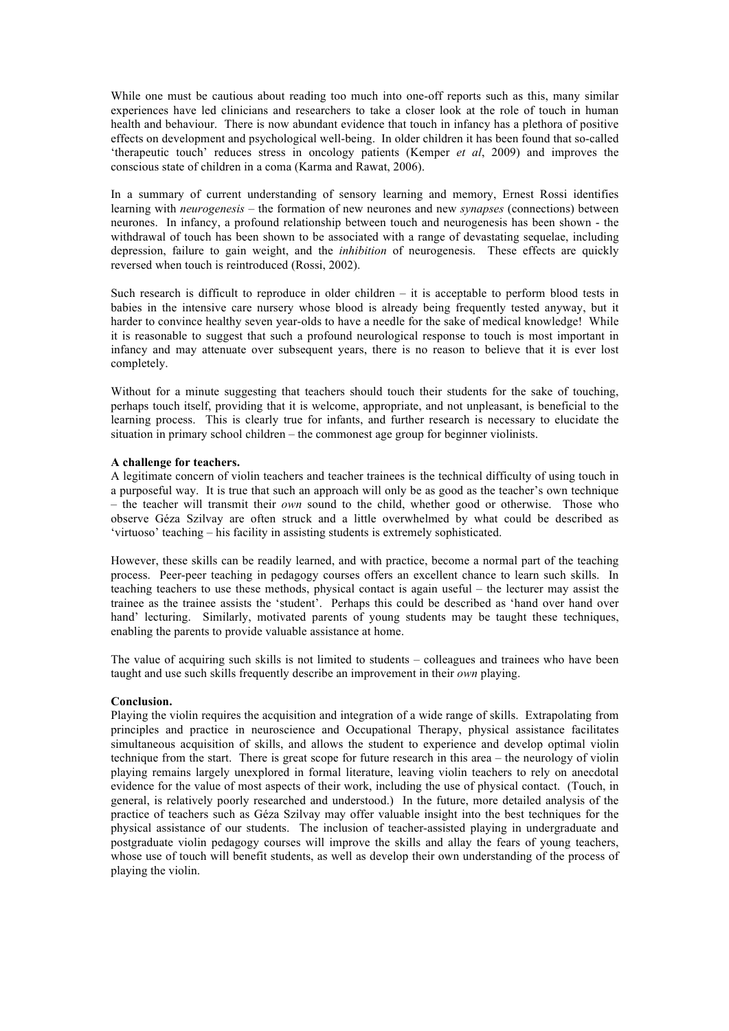While one must be cautious about reading too much into one-off reports such as this, many similar experiences have led clinicians and researchers to take a closer look at the role of touch in human health and behaviour. There is now abundant evidence that touch in infancy has a plethora of positive effects on development and psychological well-being. In older children it has been found that so-called 'therapeutic touch' reduces stress in oncology patients (Kemper *et al*, 2009) and improves the conscious state of children in a coma (Karma and Rawat, 2006).

In a summary of current understanding of sensory learning and memory, Ernest Rossi identifies learning with *neurogenesis* – the formation of new neurones and new *synapses* (connections) between neurones. In infancy, a profound relationship between touch and neurogenesis has been shown - the withdrawal of touch has been shown to be associated with a range of devastating sequelae, including depression, failure to gain weight, and the *inhibition* of neurogenesis. These effects are quickly reversed when touch is reintroduced (Rossi, 2002).

Such research is difficult to reproduce in older children – it is acceptable to perform blood tests in babies in the intensive care nursery whose blood is already being frequently tested anyway, but it harder to convince healthy seven year-olds to have a needle for the sake of medical knowledge! While it is reasonable to suggest that such a profound neurological response to touch is most important in infancy and may attenuate over subsequent years, there is no reason to believe that it is ever lost completely.

Without for a minute suggesting that teachers should touch their students for the sake of touching, perhaps touch itself, providing that it is welcome, appropriate, and not unpleasant, is beneficial to the learning process. This is clearly true for infants, and further research is necessary to elucidate the situation in primary school children – the commonest age group for beginner violinists.

**A challenge for teachers.**

A legitimate concern of violin teachers and teacher trainees is the technical difficulty of using touch in a purposeful way. It is true that such an approach will only be as good as the teacher's own technique – the teacher will transmit their *own* sound to the child, whether good or otherwise. Those who observe Géza Szilvay are often struck and a little overwhelmed by what could be described as 'virtuoso' teaching – his facility in assisting students is extremely sophisticated.

However, these skills can be readily learned, and with practice, become a normal part of the teaching process. Peer-peer teaching in pedagogy courses offers an excellent chance to learn such skills. In teaching teachers to use these methods, physical contact is again useful – the lecturer may assist the trainee as the trainee assists the 'student'. Perhaps this could be described as 'hand over hand over hand' lecturing. Similarly, motivated parents of young students may be taught these techniques, enabling the parents to provide valuable assistance at home.

The value of acquiring such skills is not limited to students – colleagues and trainees who have been taught and use such skills frequently describe an improvement in their *own* playing.

**Conclusion.**

Playing the violin requires the acquisition and integration of a wide range of skills. Extrapolating from principles and practice in neuroscience and Occupational Therapy, physical assistance facilitates simultaneous acquisition of skills, and allows the student to experience and develop optimal violin technique from the start. There is great scope for future research in this area – the neurology of violin playing remains largely unexplored in formal literature, leaving violin teachers to rely on anecdotal evidence for the value of most aspects of their work, including the use of physical contact. (Touch, in general, is relatively poorly researched and understood.) In the future, more detailed analysis of the practice of teachers such as Géza Szilvay may offer valuable insight into the best techniques for the physical assistance of our students. The inclusion of teacher-assisted playing in undergraduate and postgraduate violin pedagogy courses will improve the skills and allay the fears of young teachers, whose use of touch will benefit students, as well as develop their own understanding of the process of playing the violin.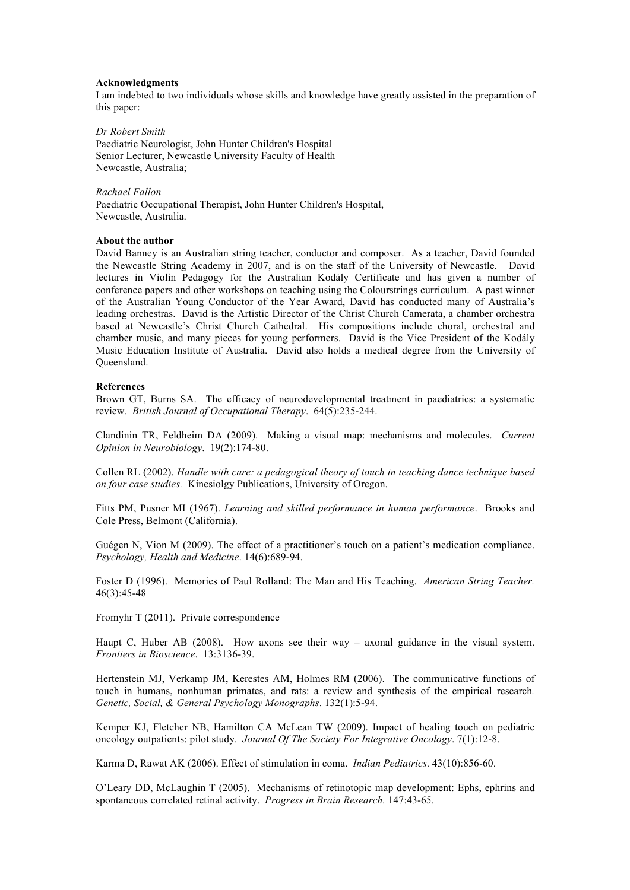**Acknowledgments**

I am indebted to two individuals whose skills and knowledge have greatly assisted in the preparation of this paper:

*Dr Robert Smith*
Paediatric Neurologist, John Hunter Children's Hospital
Senior Lecturer, Newcastle University Faculty of Health
Newcastle, Australia;

*Rachael Fallon*
Paediatric Occupational Therapist, John Hunter Children's Hospital,
Newcastle, Australia.

**About the author**

David Banney is an Australian string teacher, conductor and composer. As a teacher, David founded the Newcastle String Academy in 2007, and is on the staff of the University of Newcastle. David lectures in Violin Pedagogy for the Australian Kodály Certificate and has given a number of conference papers and other workshops on teaching using the Colourstrings curriculum. A past winner of the Australian Young Conductor of the Year Award, David has conducted many of Australia's leading orchestras. David is the Artistic Director of the Christ Church Camerata, a chamber orchestra based at Newcastle's Christ Church Cathedral. His compositions include choral, orchestral and chamber music, and many pieces for young performers. David is the Vice President of the Kodály Music Education Institute of Australia. David also holds a medical degree from the University of Queensland.

**References**

Brown GT, Burns SA. The efficacy of neurodevelopmental treatment in paediatrics: a systematic review. *British Journal of Occupational Therapy*. 64(5):235-244.

Clandinin TR, Feldheim DA (2009). Making a visual map: mechanisms and molecules. *Current Opinion in Neurobiology*. 19(2):174-80.

Collen RL (2002). *Handle with care: a pedagogical theory of touch in teaching dance technique based on four case studies.* Kinesiolgy Publications, University of Oregon.

Fitts PM, Pusner MI (1967). *Learning and skilled performance in human performance*. Brooks and Cole Press, Belmont (California).

Guégen N, Vion M (2009). The effect of a practitioner's touch on a patient's medication compliance. *Psychology, Health and Medicine*. 14(6):689-94.

Foster D (1996). Memories of Paul Rolland: The Man and His Teaching. *American String Teacher.* 46(3):45-48

Fromyhr T (2011). Private correspondence

Haupt C, Huber AB (2008). How axons see their way – axonal guidance in the visual system. *Frontiers in Bioscience*. 13:3136-39.

Hertenstein MJ, Verkamp JM, Kerestes AM, Holmes RM (2006). The communicative functions of touch in humans, nonhuman primates, and rats: a review and synthesis of the empirical research*. Genetic, Social, & General Psychology Monographs*. 132(1):5-94.

Kemper KJ, Fletcher NB, Hamilton CA McLean TW (2009). Impact of healing touch on pediatric oncology outpatients: pilot study*. Journal Of The Society For Integrative Oncology*. 7(1):12-8.

Karma D, Rawat AK (2006). Effect of stimulation in coma. *Indian Pediatrics*. 43(10):856-60.

O'Leary DD, McLaughin T (2005). Mechanisms of retinotopic map development: Ephs, ephrins and spontaneous correlated retinal activity. *Progress in Brain Research.* 147:43-65.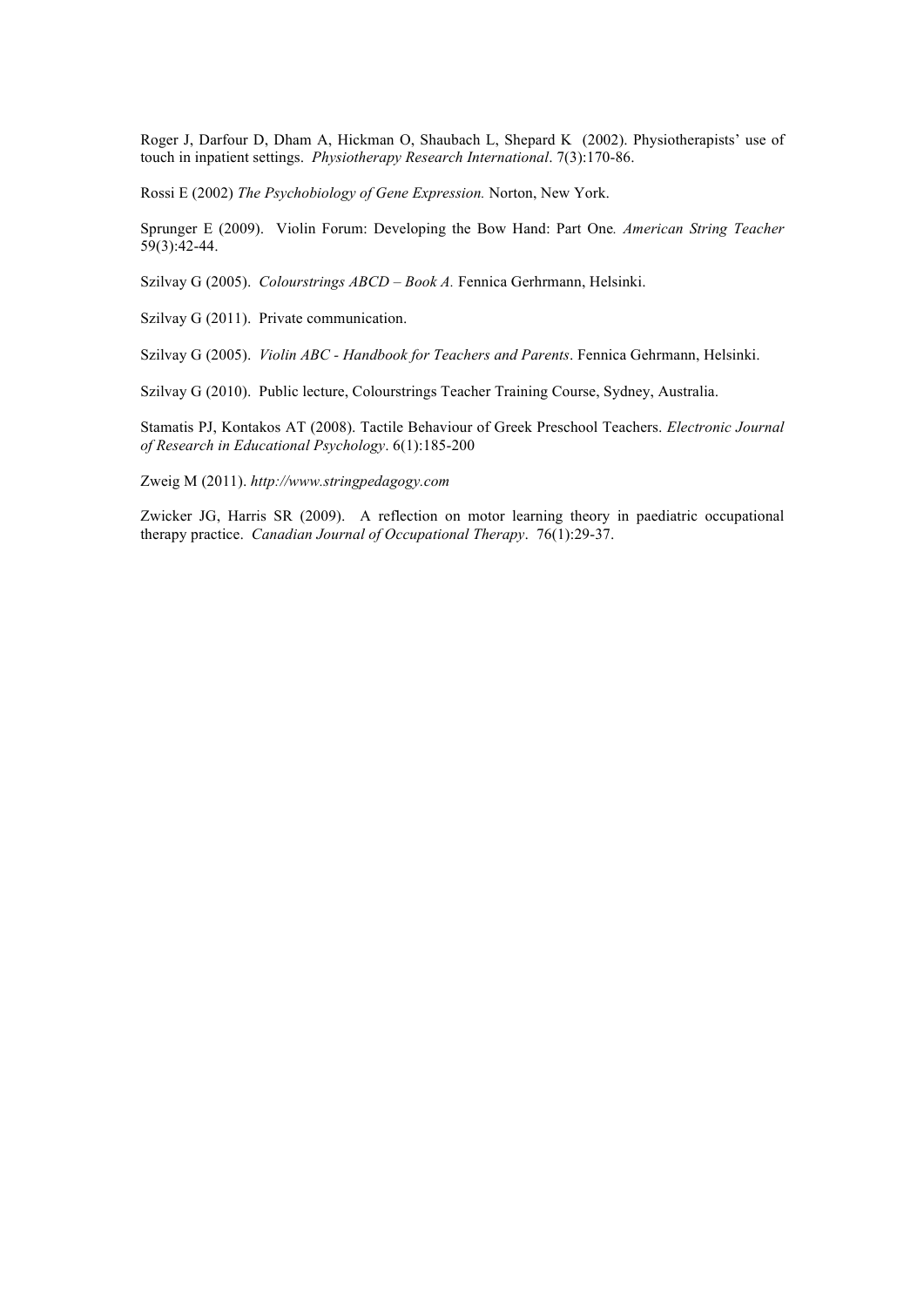Roger J, Darfour D, Dham A, Hickman O, Shaubach L, Shepard K (2002). Physiotherapists' use of touch in inpatient settings. *Physiotherapy Research International*. 7(3):170-86.

Rossi E (2002) *The Psychobiology of Gene Expression.* Norton, New York.

Sprunger E (2009). Violin Forum: Developing the Bow Hand: Part One*. American String Teacher* 59(3):42-44.

Szilvay G (2005). *Colourstrings ABCD – Book A.* Fennica Gerhrmann, Helsinki.

Szilvay G (2011). Private communication.

Szilvay G (2005). *Violin ABC - Handbook for Teachers and Parents*. Fennica Gehrmann, Helsinki.

Szilvay G (2010). Public lecture, Colourstrings Teacher Training Course, Sydney, Australia.

Stamatis PJ, Kontakos AT (2008). Tactile Behaviour of Greek Preschool Teachers. *Electronic Journal of Research in Educational Psychology*. 6(1):185-200

Zweig M (2011). *http://www.stringpedagogy.com*

Zwicker JG, Harris SR (2009). A reflection on motor learning theory in paediatric occupational therapy practice. *Canadian Journal of Occupational Therapy*. 76(1):29-37.